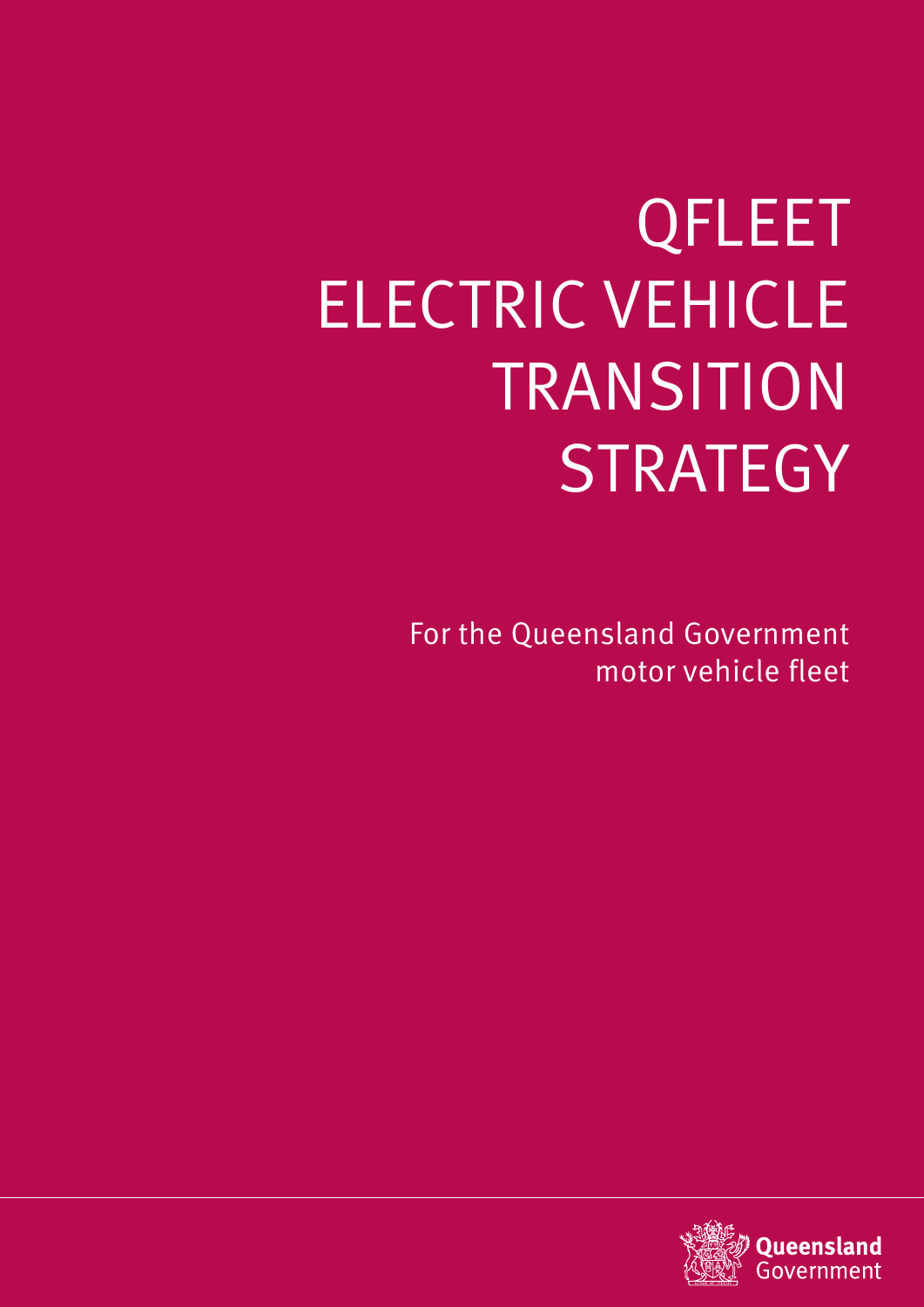# QFLEET ELECTRIC VEHICLE TRANSITION STRATEGY

For the Queensland Government motor vehicle fleet

Queensland Government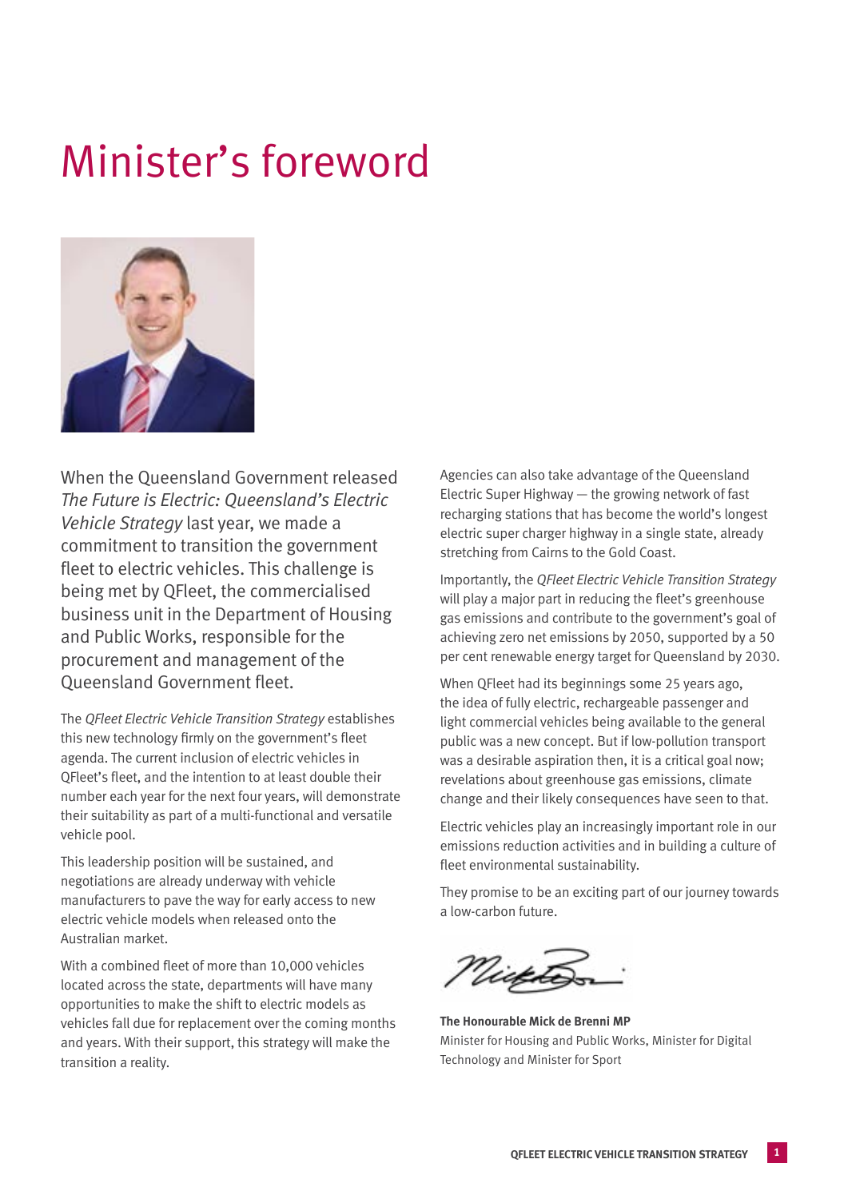# Minister's foreword

When the Queensland Government released *The Future is Electric: Queensland's Electric Vehicle Strategy* last year, we made a commitment to transition the government fleet to electric vehicles. This challenge is being met by QFleet, the commercialised business unit in the Department of Housing and Public Works, responsible for the procurement and management of the Queensland Government fleet.

The *QFleet Electric Vehicle Transition Strategy* establishes this new technology firmly on the government's fleet agenda. The current inclusion of electric vehicles in QFleet's fleet, and the intention to at least double their number each year for the next four years, will demonstrate their suitability as part of a multi-functional and versatile vehicle pool.

This leadership position will be sustained, and negotiations are already underway with vehicle manufacturers to pave the way for early access to new electric vehicle models when released onto the Australian market.

With a combined fleet of more than 10,000 vehicles located across the state, departments will have many opportunities to make the shift to electric models as vehicles fall due for replacement over the coming months and years. With their support, this strategy will make the transition a reality.

Agencies can also take advantage of the Queensland Electric Super Highway — the growing network of fast recharging stations that has become the world's longest electric super charger highway in a single state, already stretching from Cairns to the Gold Coast.

Importantly, the *QFleet Electric Vehicle Transition Strategy* will play a major part in reducing the fleet's greenhouse gas emissions and contribute to the government's goal of achieving zero net emissions by 2050, supported by a 50 per cent renewable energy target for Queensland by 2030.

When QFleet had its beginnings some 25 years ago, the idea of fully electric, rechargeable passenger and light commercial vehicles being available to the general public was a new concept. But if low-pollution transport was a desirable aspiration then, it is a critical goal now; revelations about greenhouse gas emissions, climate change and their likely consequences have seen to that.

Electric vehicles play an increasingly important role in our emissions reduction activities and in building a culture of fleet environmental sustainability.

They promise to be an exciting part of our journey towards a low-carbon future.

**The Honourable Mick de Brenni MP**
Minister for Housing and Public Works, Minister for Digital Technology and Minister for Sport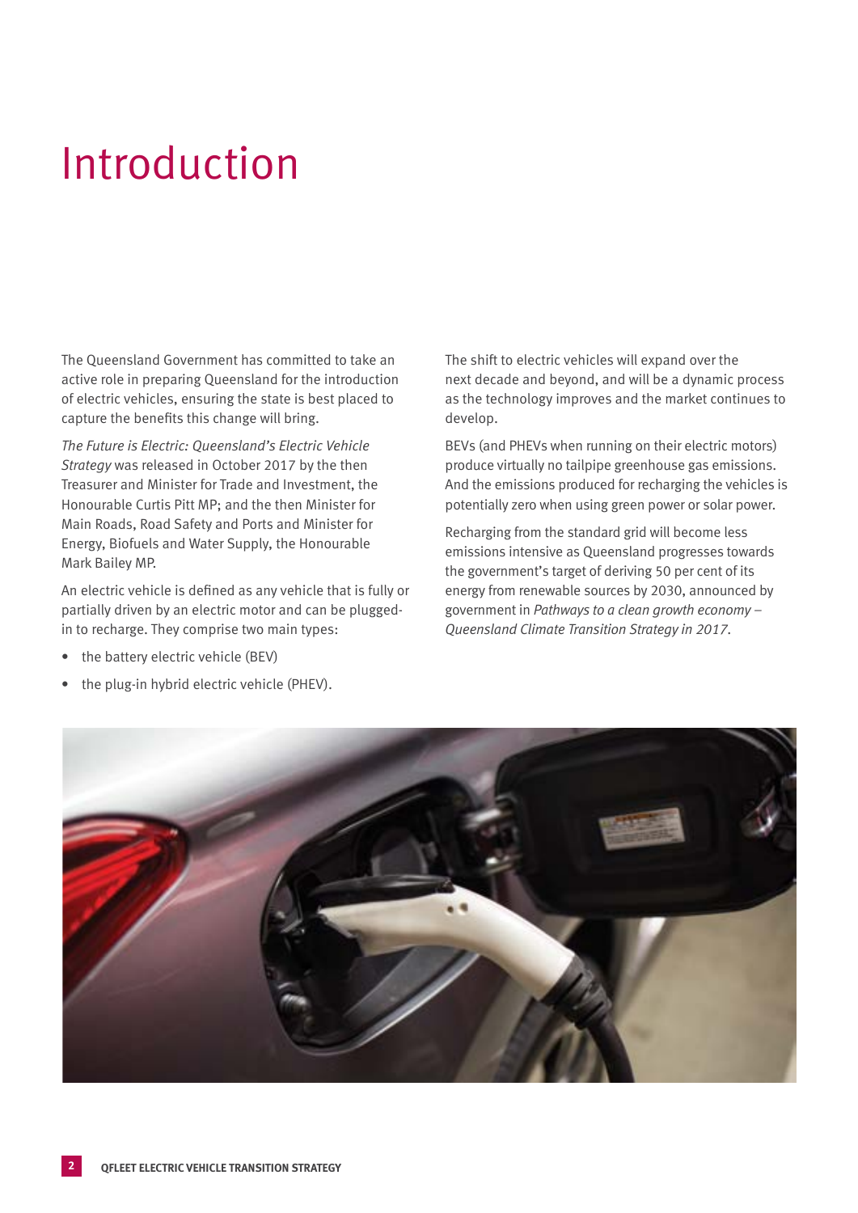# Introduction

The Queensland Government has committed to take an active role in preparing Queensland for the introduction of electric vehicles, ensuring the state is best placed to capture the benefits this change will bring.

*The Future is Electric: Queensland's Electric Vehicle Strategy* was released in October 2017 by the then Treasurer and Minister for Trade and Investment, the Honourable Curtis Pitt MP; and the then Minister for Main Roads, Road Safety and Ports and Minister for Energy, Biofuels and Water Supply, the Honourable Mark Bailey MP.

An electric vehicle is defined as any vehicle that is fully or partially driven by an electric motor and can be plugged-in to recharge. They comprise two main types:

- the battery electric vehicle (BEV)
- the plug-in hybrid electric vehicle (PHEV).

The shift to electric vehicles will expand over the next decade and beyond, and will be a dynamic process as the technology improves and the market continues to develop.

BEVs (and PHEVs when running on their electric motors) produce virtually no tailpipe greenhouse gas emissions. And the emissions produced for recharging the vehicles is potentially zero when using green power or solar power.

Recharging from the standard grid will become less emissions intensive as Queensland progresses towards the government's target of deriving 50 per cent of its energy from renewable sources by 2030, announced by government in *Pathways to a clean growth economy – Queensland Climate Transition Strategy in 2017*.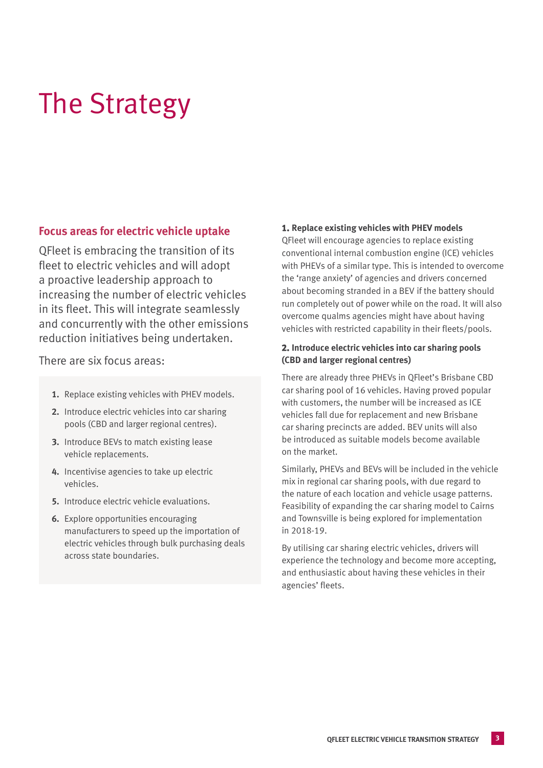# The Strategy

## Focus areas for electric vehicle uptake

QFleet is embracing the transition of its fleet to electric vehicles and will adopt a proactive leadership approach to increasing the number of electric vehicles in its fleet. This will integrate seamlessly and concurrently with the other emissions reduction initiatives being undertaken.

There are six focus areas:

1. Replace existing vehicles with PHEV models.
2. Introduce electric vehicles into car sharing pools (CBD and larger regional centres).
3. Introduce BEVs to match existing lease vehicle replacements.
4. Incentivise agencies to take up electric vehicles.
5. Introduce electric vehicle evaluations.
6. Explore opportunities encouraging manufacturers to speed up the importation of electric vehicles through bulk purchasing deals across state boundaries.

**1. Replace existing vehicles with PHEV models**

QFleet will encourage agencies to replace existing conventional internal combustion engine (ICE) vehicles with PHEVs of a similar type. This is intended to overcome the 'range anxiety' of agencies and drivers concerned about becoming stranded in a BEV if the battery should run completely out of power while on the road. It will also overcome qualms agencies might have about having vehicles with restricted capability in their fleets/pools.

**2. Introduce electric vehicles into car sharing pools (CBD and larger regional centres)**

There are already three PHEVs in QFleet's Brisbane CBD car sharing pool of 16 vehicles. Having proved popular with customers, the number will be increased as ICE vehicles fall due for replacement and new Brisbane car sharing precincts are added. BEV units will also be introduced as suitable models become available on the market.

Similarly, PHEVs and BEVs will be included in the vehicle mix in regional car sharing pools, with due regard to the nature of each location and vehicle usage patterns. Feasibility of expanding the car sharing model to Cairns and Townsville is being explored for implementation in 2018-19.

By utilising car sharing electric vehicles, drivers will experience the technology and become more accepting, and enthusiastic about having these vehicles in their agencies' fleets.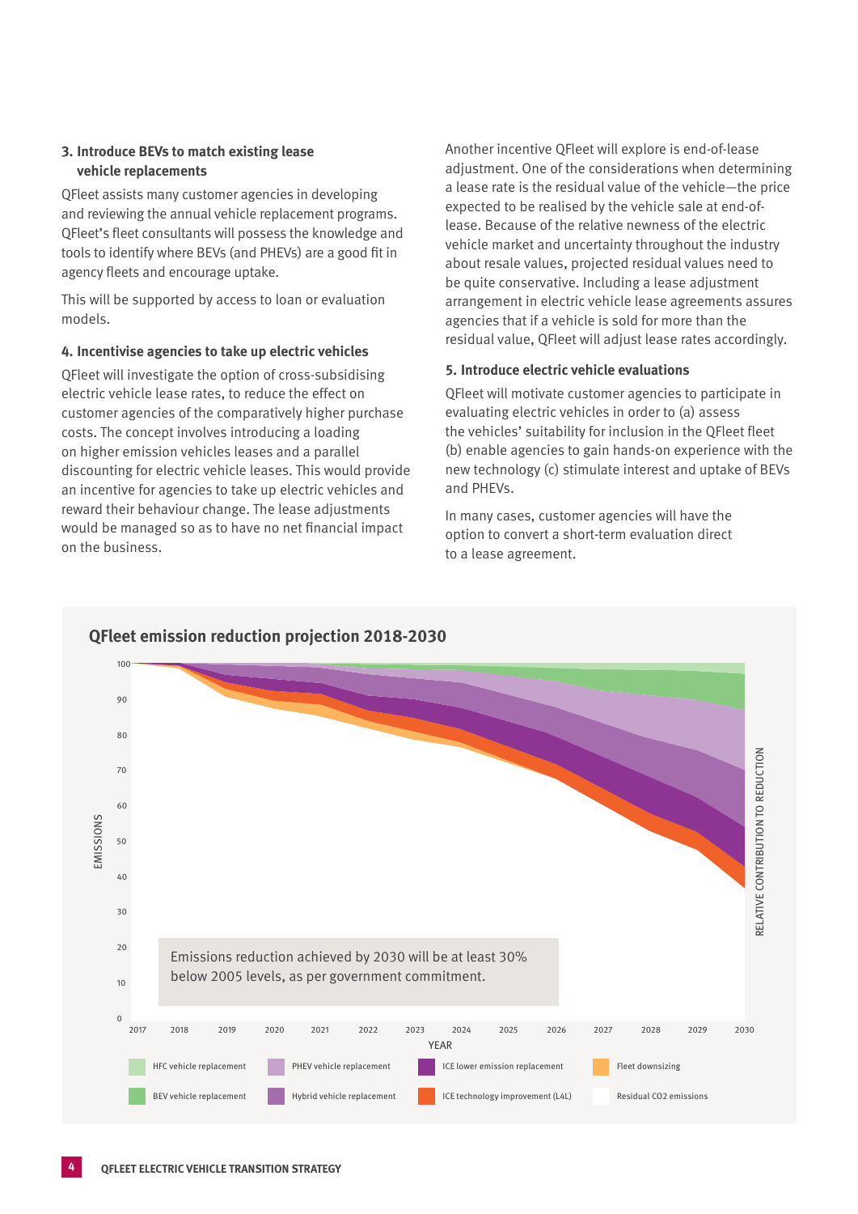### 3. Introduce BEVs to match existing lease vehicle replacements

QFleet assists many customer agencies in developing and reviewing the annual vehicle replacement programs. QFleet's fleet consultants will possess the knowledge and tools to identify where BEVs (and PHEVs) are a good fit in agency fleets and encourage uptake.

This will be supported by access to loan or evaluation models.

### 4. Incentivise agencies to take up electric vehicles

QFleet will investigate the option of cross-subsidising electric vehicle lease rates, to reduce the effect on customer agencies of the comparatively higher purchase costs. The concept involves introducing a loading on higher emission vehicles leases and a parallel discounting for electric vehicle leases. This would provide an incentive for agencies to take up electric vehicles and reward their behaviour change. The lease adjustments would be managed so as to have no net financial impact on the business.

Another incentive QFleet will explore is end-of-lease adjustment. One of the considerations when determining a lease rate is the residual value of the vehicle—the price expected to be realised by the vehicle sale at end-of-lease. Because of the relative newness of the electric vehicle market and uncertainty throughout the industry about resale values, projected residual values need to be quite conservative. Including a lease adjustment arrangement in electric vehicle lease agreements assures agencies that if a vehicle is sold for more than the residual value, QFleet will adjust lease rates accordingly.

### 5. Introduce electric vehicle evaluations

QFleet will motivate customer agencies to participate in evaluating electric vehicles in order to (a) assess the vehicles' suitability for inclusion in the QFleet fleet (b) enable agencies to gain hands-on experience with the new technology (c) stimulate interest and uptake of BEVs and PHEVs.

In many cases, customer agencies will have the option to convert a short-term evaluation direct to a lease agreement.

## QFleet emission reduction projection 2018-2030

Emissions reduction achieved by 2030 will be at least 30% below 2005 levels, as per government commitment.

Legend: HFC vehicle replacement; BEV vehicle replacement; PHEV vehicle replacement; Hybrid vehicle replacement; ICE lower emission replacement; ICE technology improvement (L4L); Fleet downsizing; Residual CO2 emissions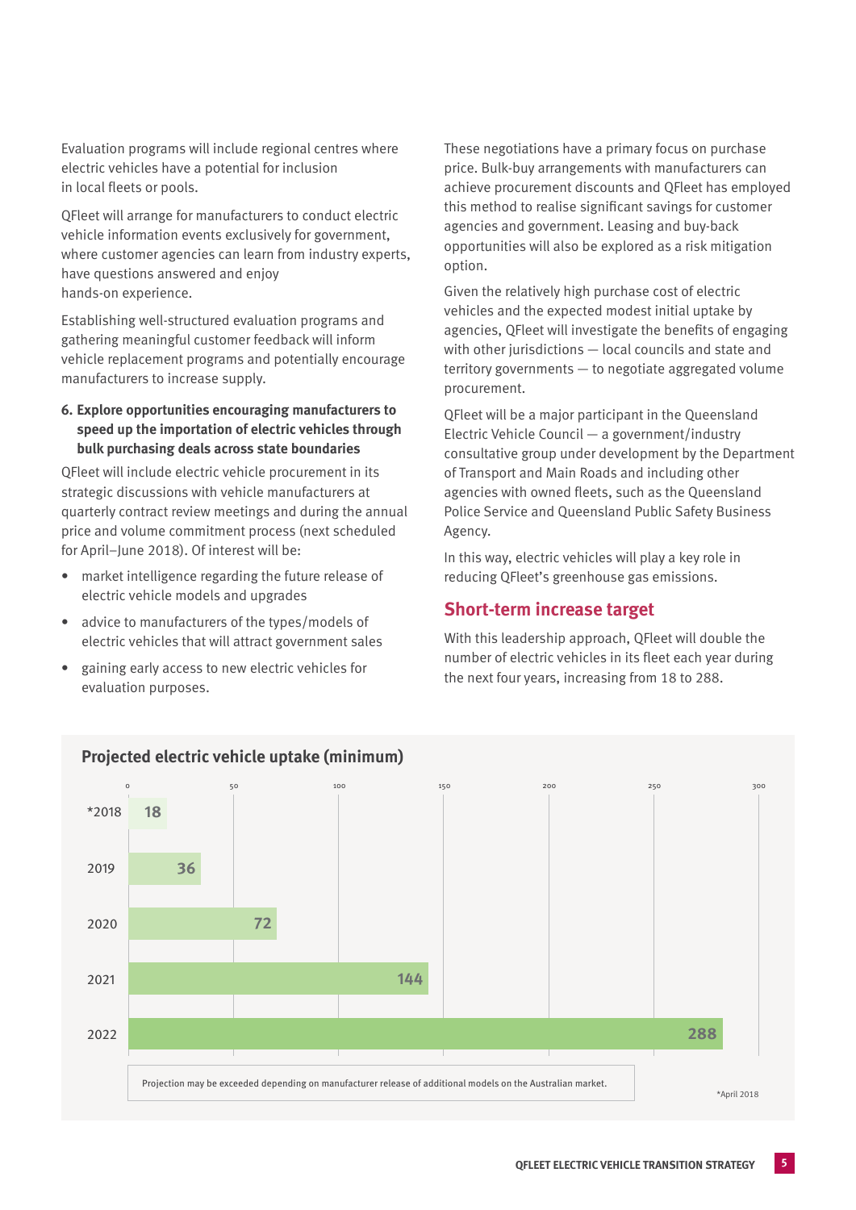Evaluation programs will include regional centres where electric vehicles have a potential for inclusion in local fleets or pools.

QFleet will arrange for manufacturers to conduct electric vehicle information events exclusively for government, where customer agencies can learn from industry experts, have questions answered and enjoy hands-on experience.

Establishing well-structured evaluation programs and gathering meaningful customer feedback will inform vehicle replacement programs and potentially encourage manufacturers to increase supply.

**6. Explore opportunities encouraging manufacturers to speed up the importation of electric vehicles through bulk purchasing deals across state boundaries**

QFleet will include electric vehicle procurement in its strategic discussions with vehicle manufacturers at quarterly contract review meetings and during the annual price and volume commitment process (next scheduled for April–June 2018). Of interest will be:

- market intelligence regarding the future release of electric vehicle models and upgrades
- advice to manufacturers of the types/models of electric vehicles that will attract government sales
- gaining early access to new electric vehicles for evaluation purposes.

These negotiations have a primary focus on purchase price. Bulk-buy arrangements with manufacturers can achieve procurement discounts and QFleet has employed this method to realise significant savings for customer agencies and government. Leasing and buy-back opportunities will also be explored as a risk mitigation option.

Given the relatively high purchase cost of electric vehicles and the expected modest initial uptake by agencies, QFleet will investigate the benefits of engaging with other jurisdictions — local councils and state and territory governments — to negotiate aggregated volume procurement.

QFleet will be a major participant in the Queensland Electric Vehicle Council — a government/industry consultative group under development by the Department of Transport and Main Roads and including other agencies with owned fleets, such as the Queensland Police Service and Queensland Public Safety Business Agency.

In this way, electric vehicles will play a key role in reducing QFleet's greenhouse gas emissions.

## Short-term increase target

With this leadership approach, QFleet will double the number of electric vehicles in its fleet each year during the next four years, increasing from 18 to 288.

### Projected electric vehicle uptake (minimum)

| Year | Electric vehicles |
|---|---|
| *2018 | 18 |
| 2019 | 36 |
| 2020 | 72 |
| 2021 | 144 |
| 2022 | 288 |

Projection may be exceeded depending on manufacturer release of additional models on the Australian market.

*April 2018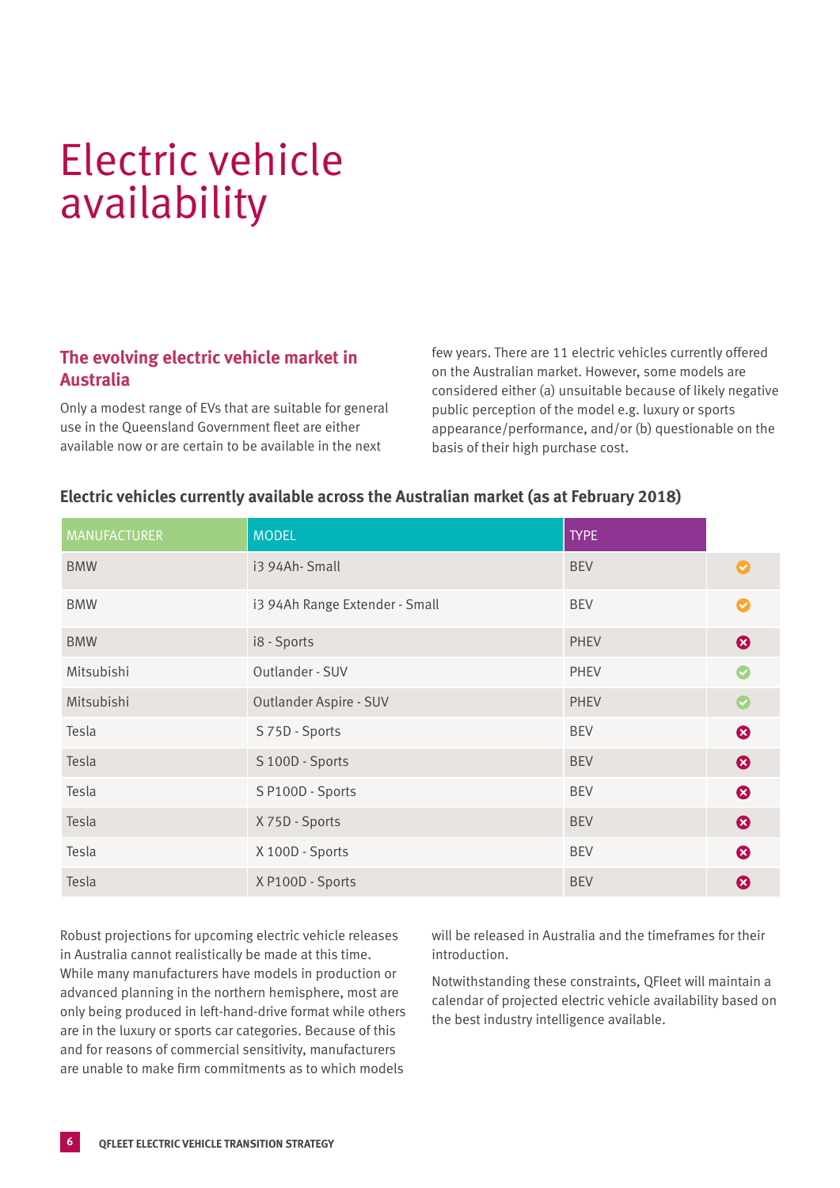# Electric vehicle availability

## The evolving electric vehicle market in Australia

Only a modest range of EVs that are suitable for general use in the Queensland Government fleet are either available now or are certain to be available in the next few years. There are 11 electric vehicles currently offered on the Australian market. However, some models are considered either (a) unsuitable because of likely negative public perception of the model e.g. luxury or sports appearance/performance, and/or (b) questionable on the basis of their high purchase cost.

### Electric vehicles currently available across the Australian market (as at February 2018)

| MANUFACTURER | MODEL | TYPE | |
|---|---|---|---|
| BMW | i3 94Ah- Small | BEV | ✓ (orange) |
| BMW | i3 94Ah Range Extender - Small | BEV | ✓ (orange) |
| BMW | i8 - Sports | PHEV | ✗ |
| Mitsubishi | Outlander - SUV | PHEV | ✓ (green) |
| Mitsubishi | Outlander Aspire - SUV | PHEV | ✓ (green) |
| Tesla | S 75D - Sports | BEV | ✗ |
| Tesla | S 100D - Sports | BEV | ✗ |
| Tesla | S P100D - Sports | BEV | ✗ |
| Tesla | X 75D - Sports | BEV | ✗ |
| Tesla | X 100D - Sports | BEV | ✗ |
| Tesla | X P100D - Sports | BEV | ✗ |

Robust projections for upcoming electric vehicle releases in Australia cannot realistically be made at this time. While many manufacturers have models in production or advanced planning in the northern hemisphere, most are only being produced in left-hand-drive format while others are in the luxury or sports car categories. Because of this and for reasons of commercial sensitivity, manufacturers are unable to make firm commitments as to which models will be released in Australia and the timeframes for their introduction.

Notwithstanding these constraints, QFleet will maintain a calendar of projected electric vehicle availability based on the best industry intelligence available.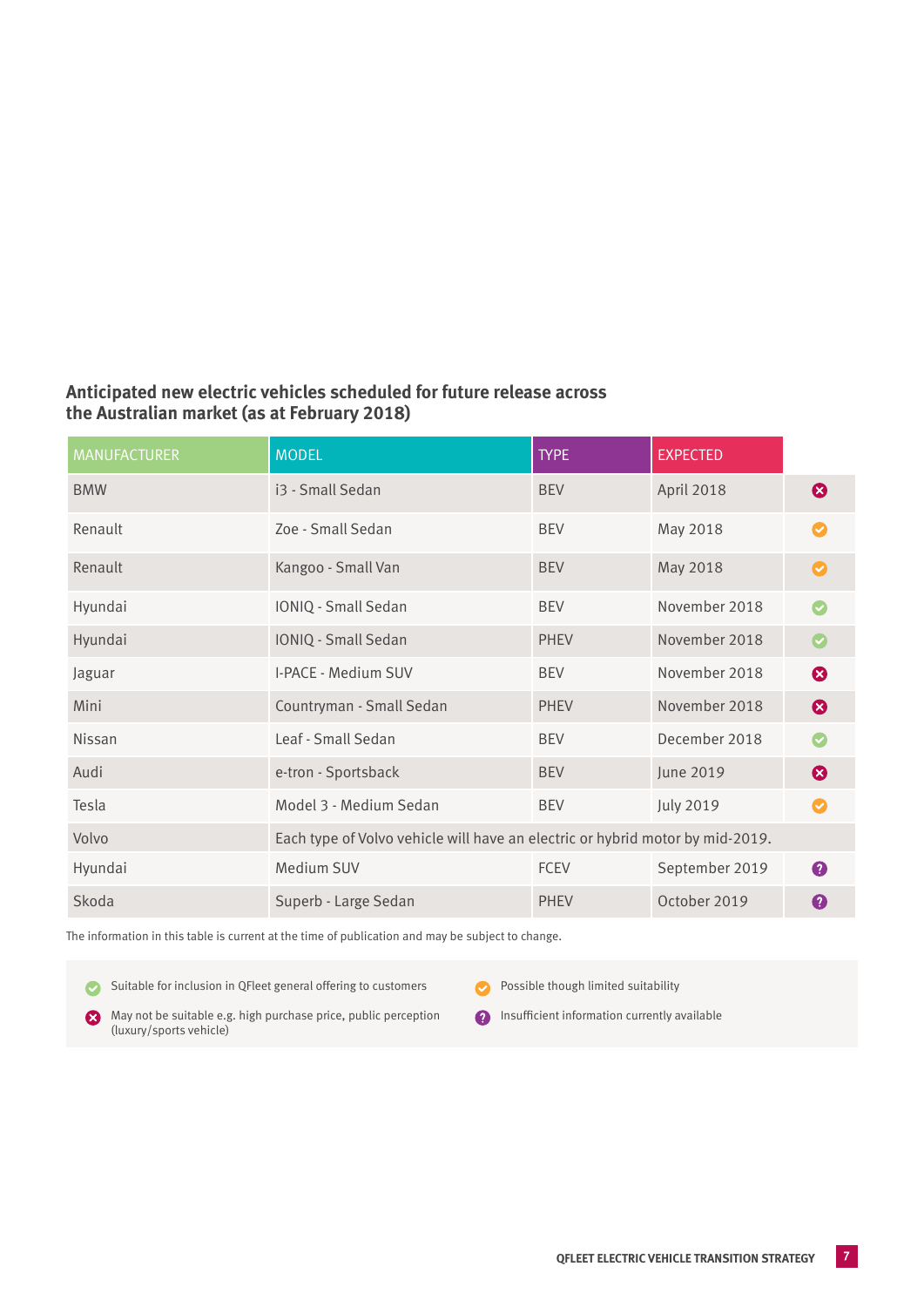### Anticipated new electric vehicles scheduled for future release across the Australian market (as at February 2018)

| MANUFACTURER | MODEL | TYPE | EXPECTED | |
|---|---|---|---|---|
| BMW | i3 - Small Sedan | BEV | April 2018 | ✖ |
| Renault | Zoe - Small Sedan | BEV | May 2018 | ✔ (orange) |
| Renault | Kangoo - Small Van | BEV | May 2018 | ✔ (orange) |
| Hyundai | IONIQ - Small Sedan | BEV | November 2018 | ✔ (green) |
| Hyundai | IONIQ - Small Sedan | PHEV | November 2018 | ✔ (green) |
| Jaguar | I-PACE - Medium SUV | BEV | November 2018 | ✖ |
| Mini | Countryman - Small Sedan | PHEV | November 2018 | ✖ |
| Nissan | Leaf - Small Sedan | BEV | December 2018 | ✔ (green) |
| Audi | e-tron - Sportsback | BEV | June 2019 | ✖ |
| Tesla | Model 3 - Medium Sedan | BEV | July 2019 | ✔ (orange) |
| Volvo | Each type of Volvo vehicle will have an electric or hybrid motor by mid-2019. | | | |
| Hyundai | Medium SUV | FCEV | September 2019 | ? |
| Skoda | Superb - Large Sedan | PHEV | October 2019 | ? |

The information in this table is current at the time of publication and may be subject to change.

- ✔ (green) Suitable for inclusion in QFleet general offering to customers
- ✔ (orange) Possible though limited suitability
- ✖ May not be suitable e.g. high purchase price, public perception (luxury/sports vehicle)
- ? Insufficient information currently available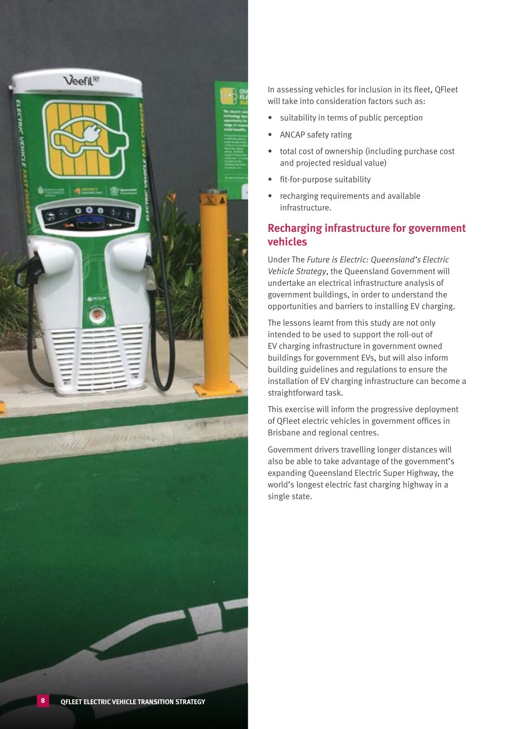In assessing vehicles for inclusion in its fleet, QFleet will take into consideration factors such as:

- suitability in terms of public perception
- ANCAP safety rating
- total cost of ownership (including purchase cost and projected residual value)
- fit-for-purpose suitability
- recharging requirements and available infrastructure.

## Recharging infrastructure for government vehicles

Under The *Future is Electric: Queensland's Electric Vehicle Strategy*, the Queensland Government will undertake an electrical infrastructure analysis of government buildings, in order to understand the opportunities and barriers to installing EV charging.

The lessons learnt from this study are not only intended to be used to support the roll-out of EV charging infrastructure in government owned buildings for government EVs, but will also inform building guidelines and regulations to ensure the installation of EV charging infrastructure can become a straightforward task.

This exercise will inform the progressive deployment of QFleet electric vehicles in government offices in Brisbane and regional centres.

Government drivers travelling longer distances will also be able to take advantage of the government's expanding Queensland Electric Super Highway, the world's longest electric fast charging highway in a single state.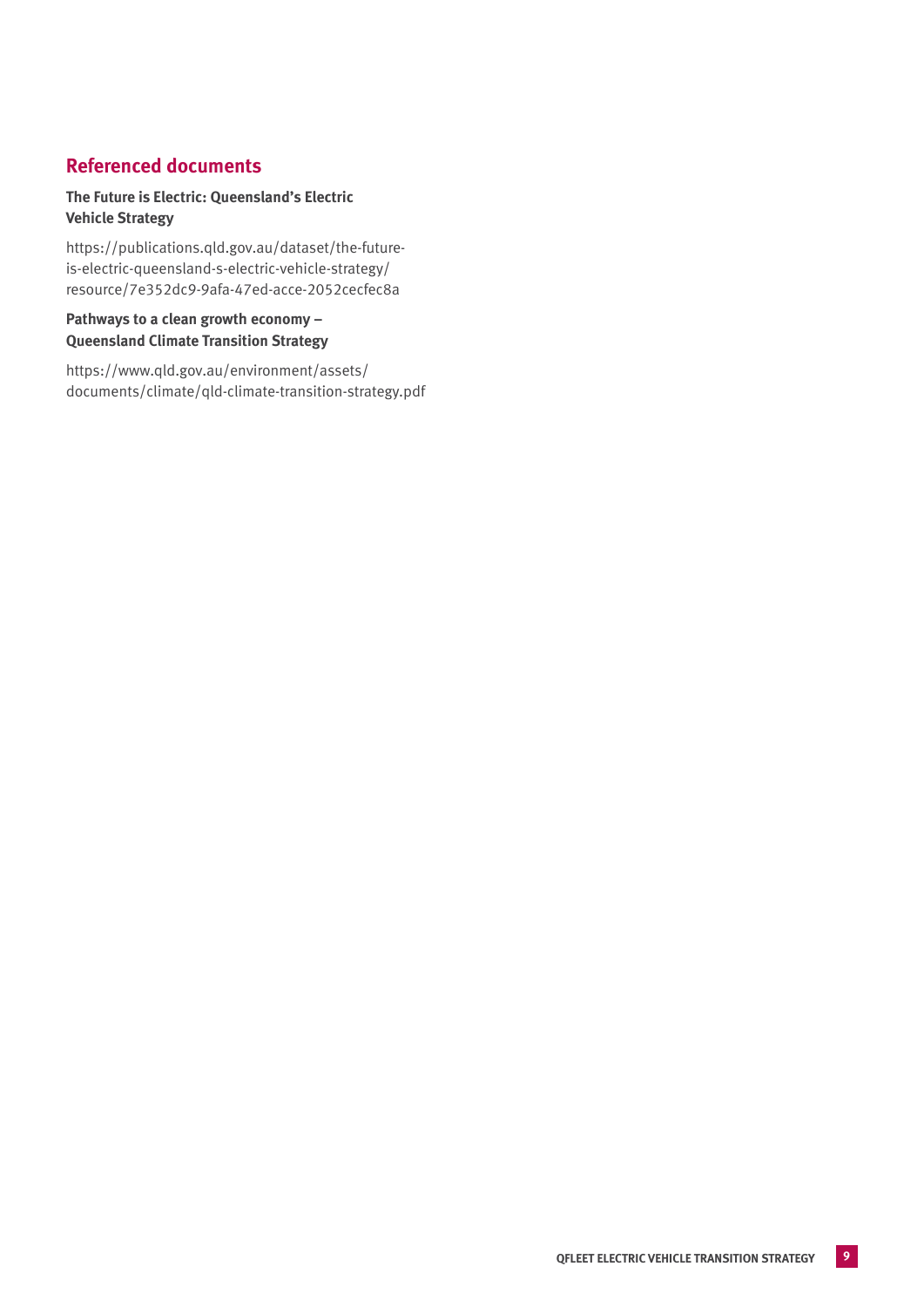## Referenced documents

**The Future is Electric: Queensland's Electric Vehicle Strategy**

https://publications.qld.gov.au/dataset/the-future-is-electric-queensland-s-electric-vehicle-strategy/resource/7e352dc9-9afa-47ed-acce-2052cecfec8a

**Pathways to a clean growth economy – Queensland Climate Transition Strategy**

https://www.qld.gov.au/environment/assets/documents/climate/qld-climate-transition-strategy.pdf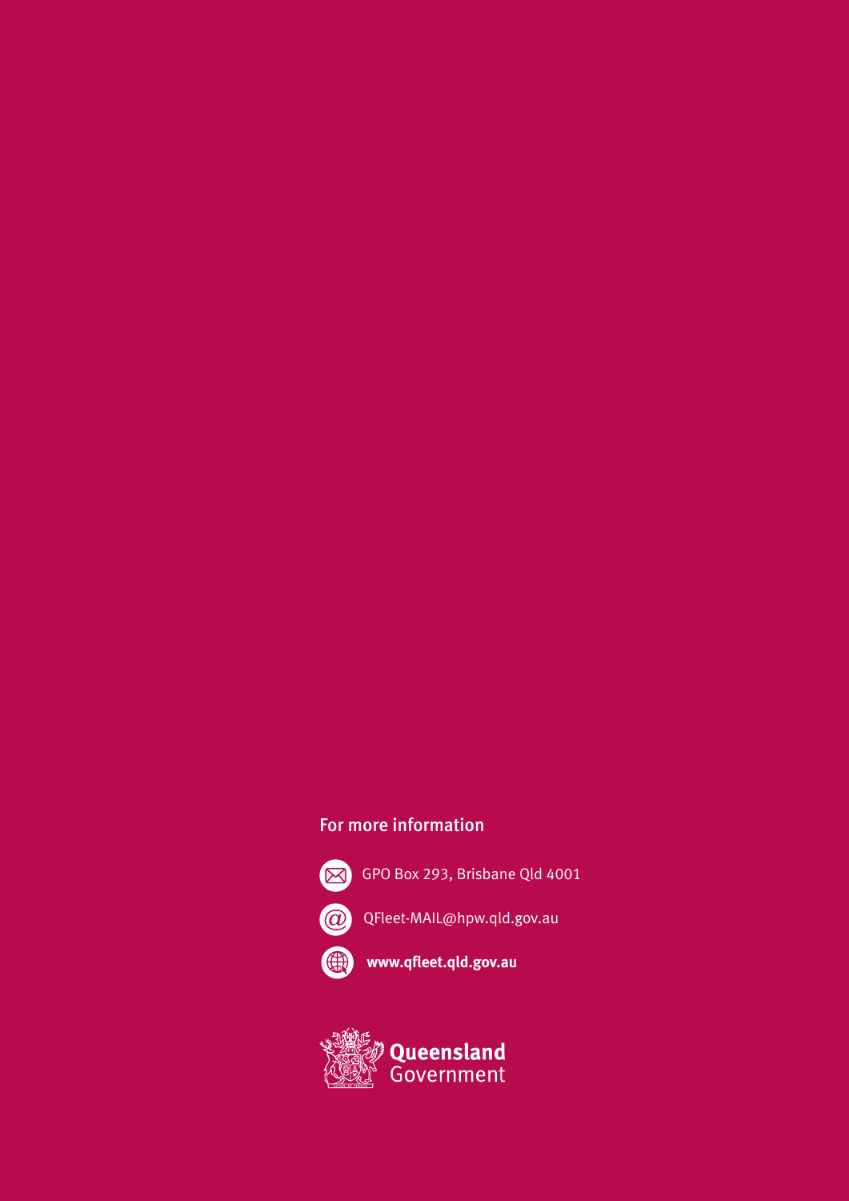## For more information

GPO Box 293, Brisbane Qld 4001

QFleet-MAIL@hpw.qld.gov.au

**www.qfleet.qld.gov.au**

**Queensland** Government